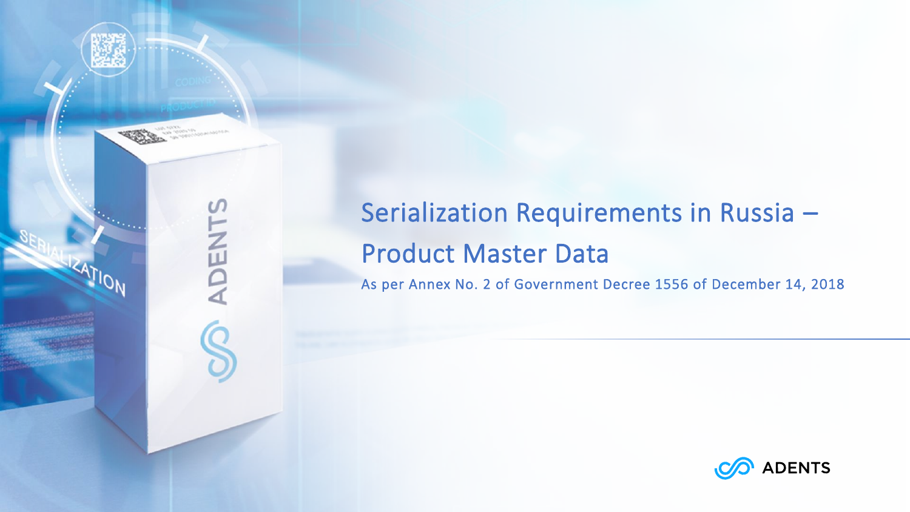# Serialization Requirements in Russia – Product Master Data

As per Annex No. 2 of Government Decree 1556 of December 14, 2018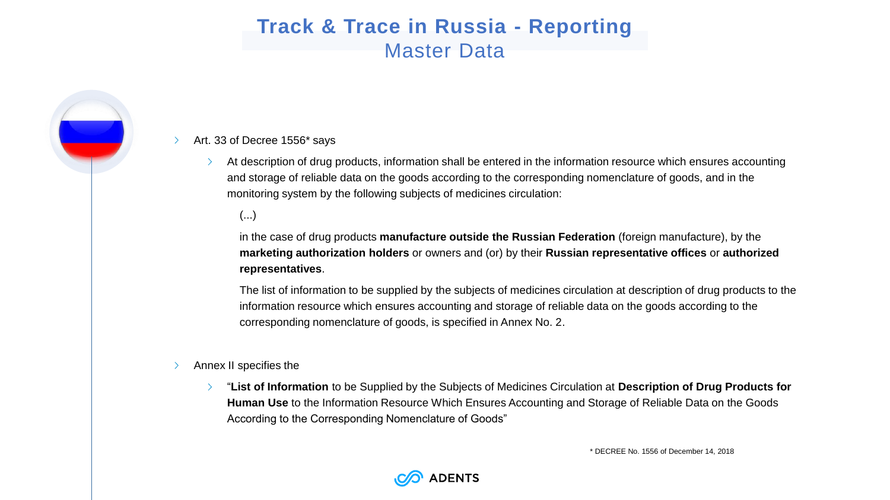# Track & Trace in Russia - Reporting
## Master Data

- Art. 33 of Decree 1556* says
  - At description of drug products, information shall be entered in the information resource which ensures accounting and storage of reliable data on the goods according to the corresponding nomenclature of goods, and in the monitoring system by the following subjects of medicines circulation:

    (...)

    in the case of drug products **manufacture outside the Russian Federation** (foreign manufacture), by the **marketing authorization holders** or owners and (or) by their **Russian representative offices** or **authorized representatives**.

    The list of information to be supplied by the subjects of medicines circulation at description of drug products to the information resource which ensures accounting and storage of reliable data on the goods according to the corresponding nomenclature of goods, is specified in Annex No. 2.

- Annex II specifies the
  - "**List of Information** to be Supplied by the Subjects of Medicines Circulation at **Description of Drug Products for Human Use** to the Information Resource Which Ensures Accounting and Storage of Reliable Data on the Goods According to the Corresponding Nomenclature of Goods"

* DECREE No. 1556 of December 14, 2018

ADENTS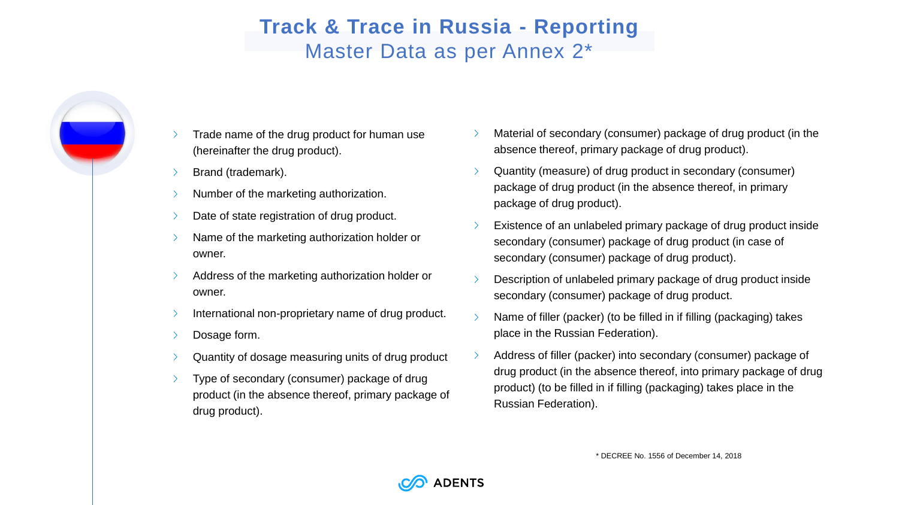# Track & Trace in Russia - Reporting

## Master Data as per Annex 2*

- Trade name of the drug product for human use (hereinafter the drug product).
- Brand (trademark).
- Number of the marketing authorization.
- Date of state registration of drug product.
- Name of the marketing authorization holder or owner.
- Address of the marketing authorization holder or owner.
- International non-proprietary name of drug product.
- Dosage form.
- Quantity of dosage measuring units of drug product
- Type of secondary (consumer) package of drug product (in the absence thereof, primary package of drug product).
- Material of secondary (consumer) package of drug product (in the absence thereof, primary package of drug product).
- Quantity (measure) of drug product in secondary (consumer) package of drug product (in the absence thereof, in primary package of drug product).
- Existence of an unlabeled primary package of drug product inside secondary (consumer) package of drug product (in case of secondary (consumer) package of drug product).
- Description of unlabeled primary package of drug product inside secondary (consumer) package of drug product.
- Name of filler (packer) (to be filled in if filling (packaging) takes place in the Russian Federation).
- Address of filler (packer) into secondary (consumer) package of drug product (in the absence thereof, into primary package of drug product) (to be filled in if filling (packaging) takes place in the Russian Federation).

* DECREE No. 1556 of December 14, 2018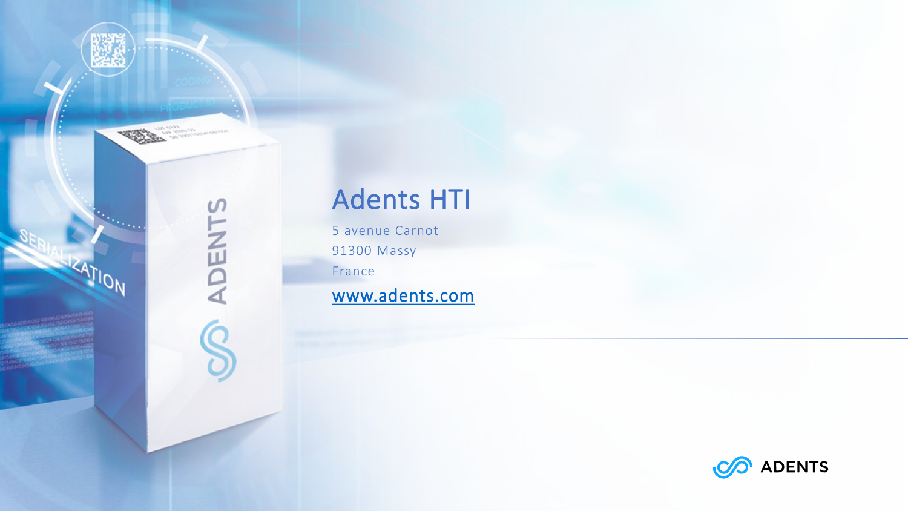# Adents HTI

5 avenue Carnot

91300 Massy

France

www.adents.com